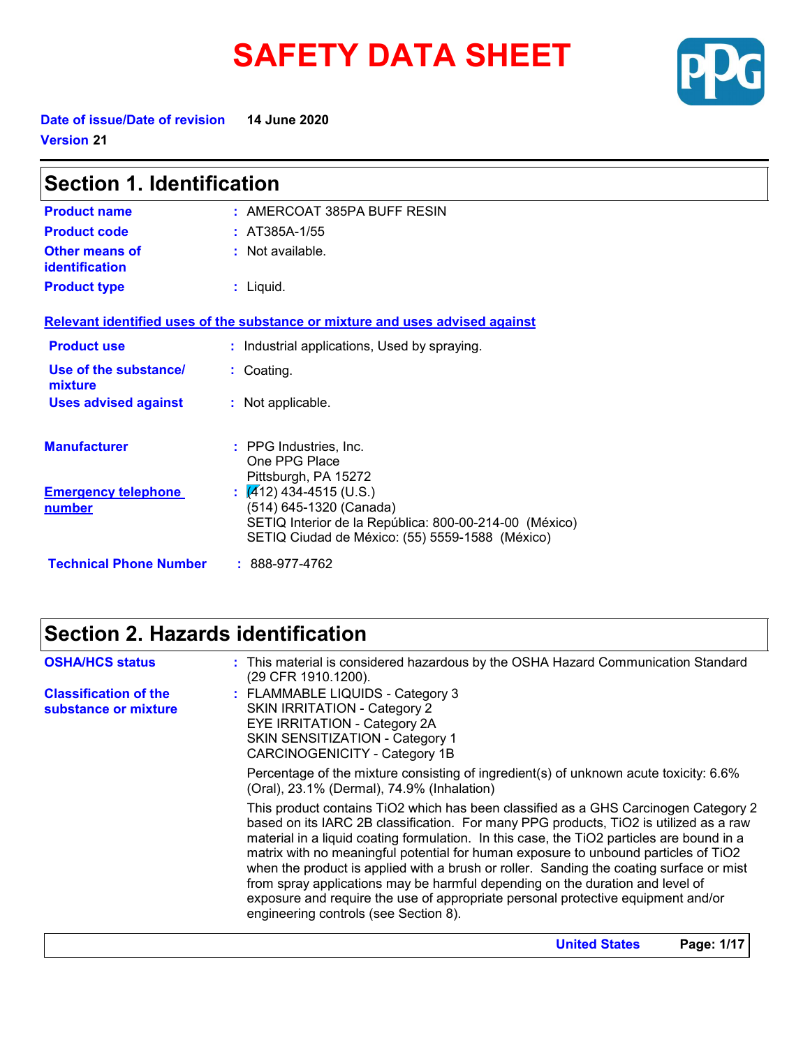# SAFETY DATA SHEET

**Date of issue/Date of revision** 14 June 2020

**Version** 21

## Section 1. Identification

**Product name** : AMERCOAT 385PA BUFF RESIN

**Product code** : AT385A-1/55

**Other means of identification** : Not available.

**Product type** : Liquid.

### Relevant identified uses of the substance or mixture and uses advised against

**Product use** : Industrial applications, Used by spraying.

**Use of the substance/ mixture** : Coating.

**Uses advised against** : Not applicable.

**Manufacturer** : PPG Industries, Inc.
One PPG Place
Pittsburgh, PA 15272

**Emergency telephone number** : (412) 434-4515 (U.S.)
(514) 645-1320 (Canada)
SETIQ Interior de la República: 800-00-214-00 (México)
SETIQ Ciudad de México: (55) 5559-1588 (México)

**Technical Phone Number** : 888-977-4762

## Section 2. Hazards identification

**OSHA/HCS status** : This material is considered hazardous by the OSHA Hazard Communication Standard (29 CFR 1910.1200).

**Classification of the substance or mixture** : FLAMMABLE LIQUIDS - Category 3
SKIN IRRITATION - Category 2
EYE IRRITATION - Category 2A
SKIN SENSITIZATION - Category 1
CARCINOGENICITY - Category 1B

Percentage of the mixture consisting of ingredient(s) of unknown acute toxicity: 6.6% (Oral), 23.1% (Dermal), 74.9% (Inhalation)

This product contains $TiO_2$ which has been classified as a GHS Carcinogen Category 2 based on its IARC 2B classification. For many PPG products, $TiO_2$ is utilized as a raw material in a liquid coating formulation. In this case, the $TiO_2$ particles are bound in a matrix with no meaningful potential for human exposure to unbound particles of $TiO_2$ when the product is applied with a brush or roller. Sanding the coating surface or mist from spray applications may be harmful depending on the duration and level of exposure and require the use of appropriate personal protective equipment and/or engineering controls (see Section 8).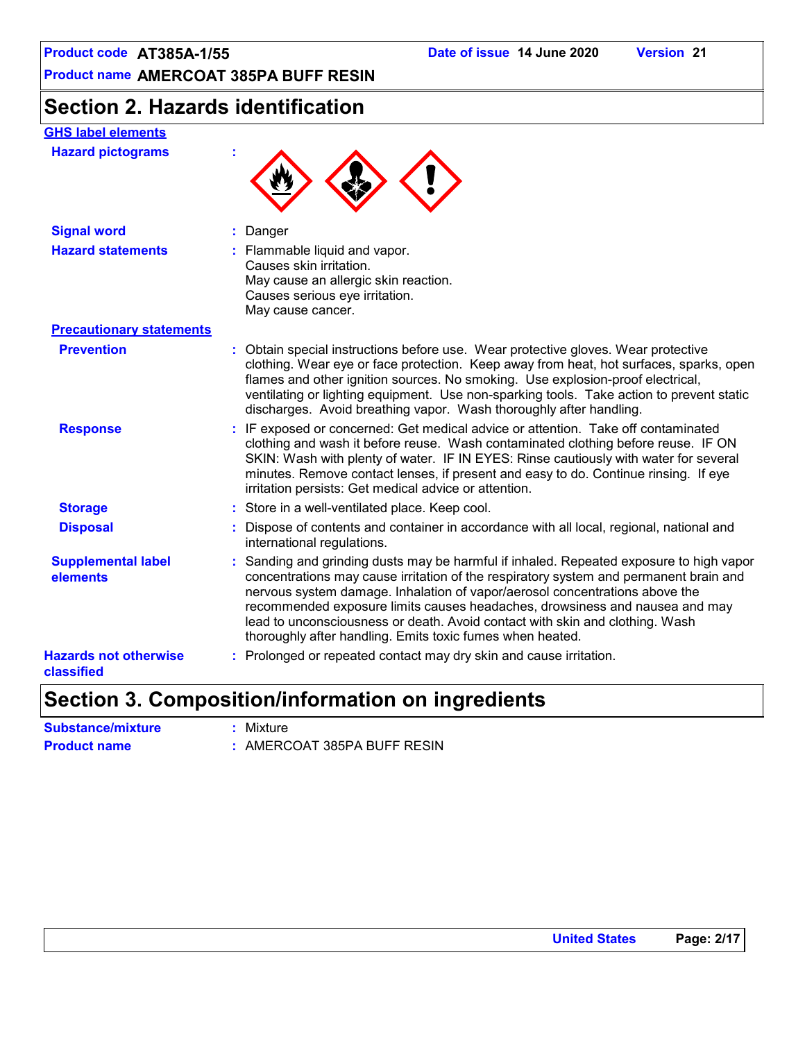## Section 2. Hazards identification

**GHS label elements**

**Hazard pictograms** :

**Signal word** : Danger

**Hazard statements** : Flammable liquid and vapor.
Causes skin irritation.
May cause an allergic skin reaction.
Causes serious eye irritation.
May cause cancer.

**Precautionary statements**

**Prevention** : Obtain special instructions before use. Wear protective gloves. Wear protective clothing. Wear eye or face protection. Keep away from heat, hot surfaces, sparks, open flames and other ignition sources. No smoking. Use explosion-proof electrical, ventilating or lighting equipment. Use non-sparking tools. Take action to prevent static discharges. Avoid breathing vapor. Wash thoroughly after handling.

**Response** : IF exposed or concerned: Get medical advice or attention. Take off contaminated clothing and wash it before reuse. Wash contaminated clothing before reuse. IF ON SKIN: Wash with plenty of water. IF IN EYES: Rinse cautiously with water for several minutes. Remove contact lenses, if present and easy to do. Continue rinsing. If eye irritation persists: Get medical advice or attention.

**Storage** : Store in a well-ventilated place. Keep cool.

**Disposal** : Dispose of contents and container in accordance with all local, regional, national and international regulations.

**Supplemental label elements** : Sanding and grinding dusts may be harmful if inhaled. Repeated exposure to high vapor concentrations may cause irritation of the respiratory system and permanent brain and nervous system damage. Inhalation of vapor/aerosol concentrations above the recommended exposure limits causes headaches, drowsiness and nausea and may lead to unconsciousness or death. Avoid contact with skin and clothing. Wash thoroughly after handling. Emits toxic fumes when heated.

**Hazards not otherwise classified** : Prolonged or repeated contact may dry skin and cause irritation.

## Section 3. Composition/information on ingredients

**Substance/mixture** : Mixture

**Product name** : AMERCOAT 385PA BUFF RESIN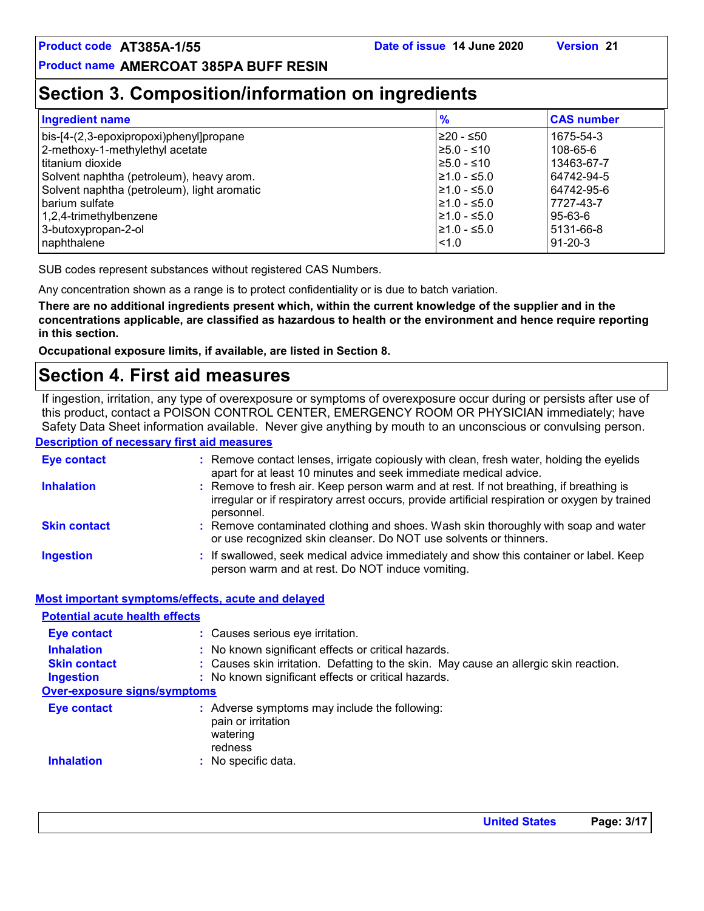## Section 3. Composition/information on ingredients

| Ingredient name | % | CAS number |
|---|---|---|
| bis-[4-(2,3-epoxipropoxi)phenyl]propane | ≥20 - ≤50 | 1675-54-3 |
| 2-methoxy-1-methylethyl acetate | ≥5.0 - ≤10 | 108-65-6 |
| titanium dioxide | ≥5.0 - ≤10 | 13463-67-7 |
| Solvent naphtha (petroleum), heavy arom. | ≥1.0 - ≤5.0 | 64742-94-5 |
| Solvent naphtha (petroleum), light aromatic | ≥1.0 - ≤5.0 | 64742-95-6 |
| barium sulfate | ≥1.0 - ≤5.0 | 7727-43-7 |
| 1,2,4-trimethylbenzene | ≥1.0 - ≤5.0 | 95-63-6 |
| 3-butoxypropan-2-ol | ≥1.0 - ≤5.0 | 5131-66-8 |
| naphthalene | <1.0 | 91-20-3 |

SUB codes represent substances without registered CAS Numbers.

Any concentration shown as a range is to protect confidentiality or is due to batch variation.

**There are no additional ingredients present which, within the current knowledge of the supplier and in the concentrations applicable, are classified as hazardous to health or the environment and hence require reporting in this section.**

**Occupational exposure limits, if available, are listed in Section 8.**

## Section 4. First aid measures

If ingestion, irritation, any type of overexposure or symptoms of overexposure occur during or persists after use of this product, contact a POISON CONTROL CENTER, EMERGENCY ROOM OR PHYSICIAN immediately; have Safety Data Sheet information available. Never give anything by mouth to an unconscious or convulsing person.

### Description of necessary first aid measures

**Eye contact** : Remove contact lenses, irrigate copiously with clean, fresh water, holding the eyelids apart for at least 10 minutes and seek immediate medical advice.

**Inhalation** : Remove to fresh air. Keep person warm and at rest. If not breathing, if breathing is irregular or if respiratory arrest occurs, provide artificial respiration or oxygen by trained personnel.

**Skin contact** : Remove contaminated clothing and shoes. Wash skin thoroughly with soap and water or use recognized skin cleanser. Do NOT use solvents or thinners.

**Ingestion** : If swallowed, seek medical advice immediately and show this container or label. Keep person warm and at rest. Do NOT induce vomiting.

### Most important symptoms/effects, acute and delayed

#### Potential acute health effects

**Eye contact** : Causes serious eye irritation.

**Inhalation** : No known significant effects or critical hazards.

**Skin contact** : Causes skin irritation. Defatting to the skin. May cause an allergic skin reaction.

**Ingestion** : No known significant effects or critical hazards.

#### Over-exposure signs/symptoms

**Eye contact** : Adverse symptoms may include the following:
pain or irritation
watering
redness

**Inhalation** : No specific data.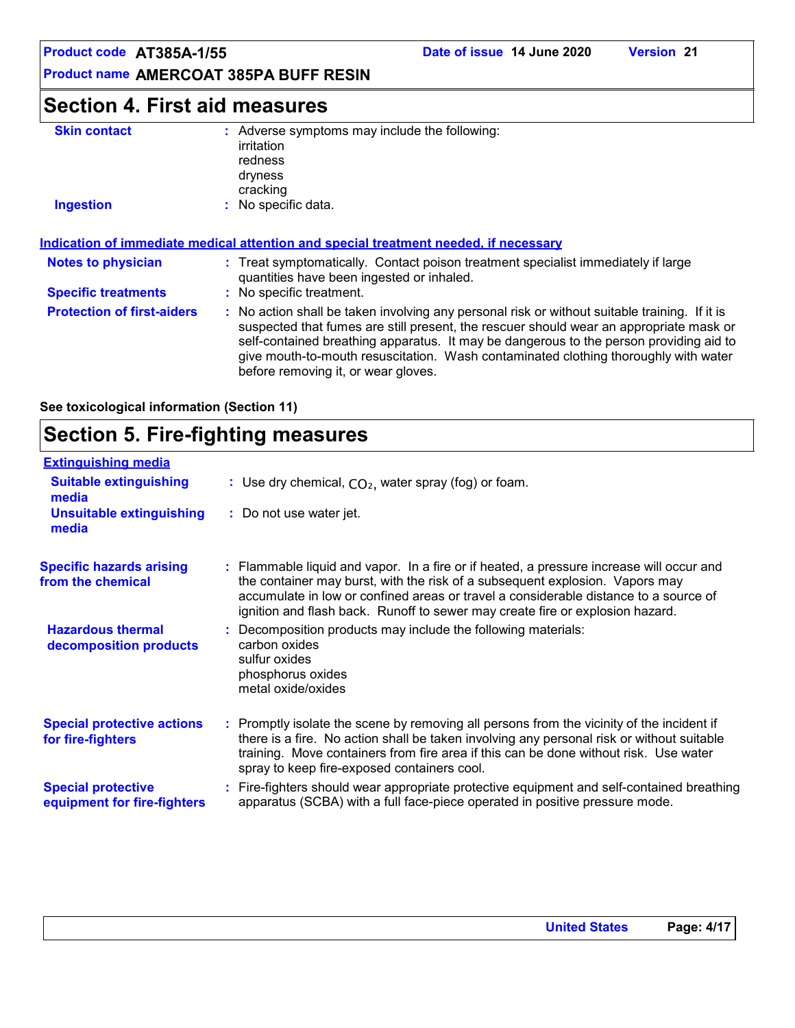## Section 4. First aid measures

**Skin contact** : Adverse symptoms may include the following:
irritation
redness
dryness
cracking

**Ingestion** : No specific data.

### Indication of immediate medical attention and special treatment needed, if necessary

**Notes to physician** : Treat symptomatically. Contact poison treatment specialist immediately if large quantities have been ingested or inhaled.

**Specific treatments** : No specific treatment.

**Protection of first-aiders** : No action shall be taken involving any personal risk or without suitable training. If it is suspected that fumes are still present, the rescuer should wear an appropriate mask or self-contained breathing apparatus. It may be dangerous to the person providing aid to give mouth-to-mouth resuscitation. Wash contaminated clothing thoroughly with water before removing it, or wear gloves.

**See toxicological information (Section 11)**

## Section 5. Fire-fighting measures

### Extinguishing media

**Suitable extinguishing media** : Use dry chemical, $CO_2$, water spray (fog) or foam.

**Unsuitable extinguishing media** : Do not use water jet.

**Specific hazards arising from the chemical** : Flammable liquid and vapor. In a fire or if heated, a pressure increase will occur and the container may burst, with the risk of a subsequent explosion. Vapors may accumulate in low or confined areas or travel a considerable distance to a source of ignition and flash back. Runoff to sewer may create fire or explosion hazard.

**Hazardous thermal decomposition products** : Decomposition products may include the following materials:
carbon oxides
sulfur oxides
phosphorus oxides
metal oxide/oxides

**Special protective actions for fire-fighters** : Promptly isolate the scene by removing all persons from the vicinity of the incident if there is a fire. No action shall be taken involving any personal risk or without suitable training. Move containers from fire area if this can be done without risk. Use water spray to keep fire-exposed containers cool.

**Special protective equipment for fire-fighters** : Fire-fighters should wear appropriate protective equipment and self-contained breathing apparatus (SCBA) with a full face-piece operated in positive pressure mode.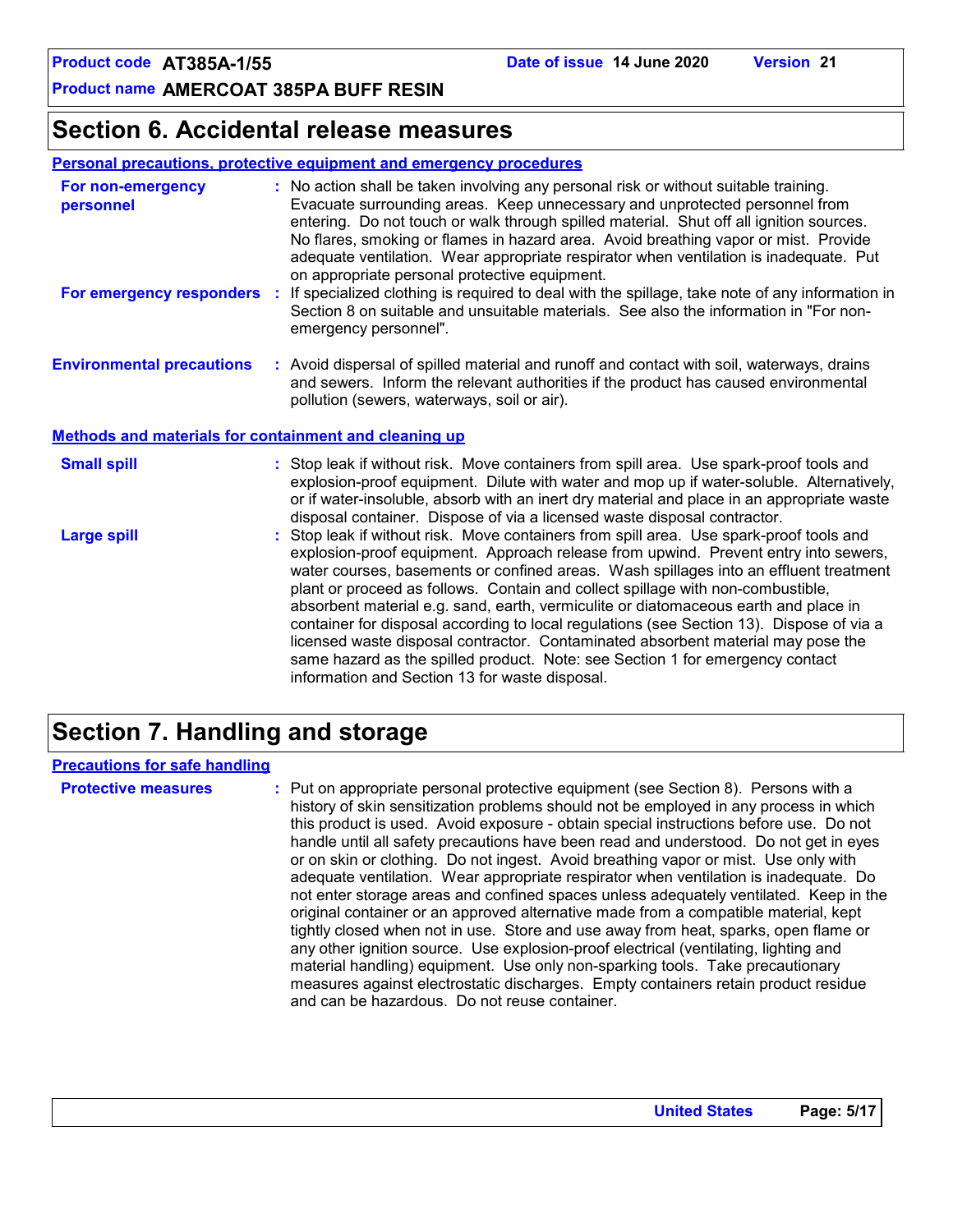## Section 6. Accidental release measures

### Personal precautions, protective equipment and emergency procedures

**For non-emergency personnel** : No action shall be taken involving any personal risk or without suitable training. Evacuate surrounding areas. Keep unnecessary and unprotected personnel from entering. Do not touch or walk through spilled material. Shut off all ignition sources. No flares, smoking or flames in hazard area. Avoid breathing vapor or mist. Provide adequate ventilation. Wear appropriate respirator when ventilation is inadequate. Put on appropriate personal protective equipment.

**For emergency responders** : If specialized clothing is required to deal with the spillage, take note of any information in Section 8 on suitable and unsuitable materials. See also the information in "For non-emergency personnel".

**Environmental precautions** : Avoid dispersal of spilled material and runoff and contact with soil, waterways, drains and sewers. Inform the relevant authorities if the product has caused environmental pollution (sewers, waterways, soil or air).

### Methods and materials for containment and cleaning up

**Small spill** : Stop leak if without risk. Move containers from spill area. Use spark-proof tools and explosion-proof equipment. Dilute with water and mop up if water-soluble. Alternatively, or if water-insoluble, absorb with an inert dry material and place in an appropriate waste disposal container. Dispose of via a licensed waste disposal contractor.

**Large spill** : Stop leak if without risk. Move containers from spill area. Use spark-proof tools and explosion-proof equipment. Approach release from upwind. Prevent entry into sewers, water courses, basements or confined areas. Wash spillages into an effluent treatment plant or proceed as follows. Contain and collect spillage with non-combustible, absorbent material e.g. sand, earth, vermiculite or diatomaceous earth and place in container for disposal according to local regulations (see Section 13). Dispose of via a licensed waste disposal contractor. Contaminated absorbent material may pose the same hazard as the spilled product. Note: see Section 1 for emergency contact information and Section 13 for waste disposal.

## Section 7. Handling and storage

### Precautions for safe handling

**Protective measures** : Put on appropriate personal protective equipment (see Section 8). Persons with a history of skin sensitization problems should not be employed in any process in which this product is used. Avoid exposure - obtain special instructions before use. Do not handle until all safety precautions have been read and understood. Do not get in eyes or on skin or clothing. Do not ingest. Avoid breathing vapor or mist. Use only with adequate ventilation. Wear appropriate respirator when ventilation is inadequate. Do not enter storage areas and confined spaces unless adequately ventilated. Keep in the original container or an approved alternative made from a compatible material, kept tightly closed when not in use. Store and use away from heat, sparks, open flame or any other ignition source. Use explosion-proof electrical (ventilating, lighting and material handling) equipment. Use only non-sparking tools. Take precautionary measures against electrostatic discharges. Empty containers retain product residue and can be hazardous. Do not reuse container.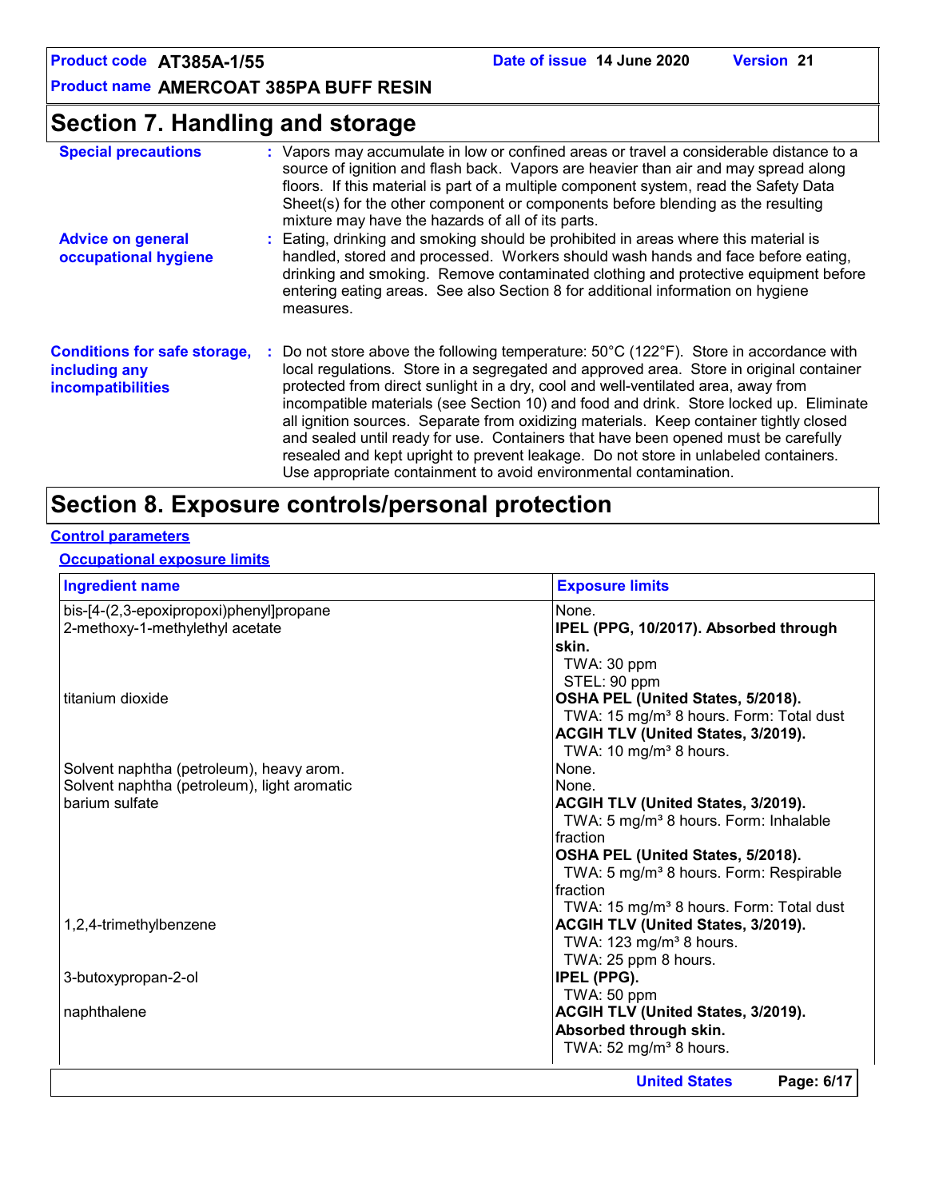# Section 7. Handling and storage

**Special precautions** : Vapors may accumulate in low or confined areas or travel a considerable distance to a source of ignition and flash back. Vapors are heavier than air and may spread along floors. If this material is part of a multiple component system, read the Safety Data Sheet(s) for the other component or components before blending as the resulting mixture may have the hazards of all of its parts.

**Advice on general occupational hygiene** : Eating, drinking and smoking should be prohibited in areas where this material is handled, stored and processed. Workers should wash hands and face before eating, drinking and smoking. Remove contaminated clothing and protective equipment before entering eating areas. See also Section 8 for additional information on hygiene measures.

**Conditions for safe storage, including any incompatibilities** : Do not store above the following temperature: 50°C (122°F). Store in accordance with local regulations. Store in a segregated and approved area. Store in original container protected from direct sunlight in a dry, cool and well-ventilated area, away from incompatible materials (see Section 10) and food and drink. Store locked up. Eliminate all ignition sources. Separate from oxidizing materials. Keep container tightly closed and sealed until ready for use. Containers that have been opened must be carefully resealed and kept upright to prevent leakage. Do not store in unlabeled containers. Use appropriate containment to avoid environmental contamination.

# Section 8. Exposure controls/personal protection

## Control parameters

### Occupational exposure limits

| Ingredient name | Exposure limits |
| --- | --- |
| bis-[4-(2,3-epoxipropoxi)phenyl]propane | None. |
| 2-methoxy-1-methylethyl acetate | **IPEL (PPG, 10/2017). Absorbed through skin.**<br>TWA: 30 ppm<br>STEL: 90 ppm |
| titanium dioxide | **OSHA PEL (United States, 5/2018).**<br>TWA: 15 mg/m³ 8 hours. Form: Total dust<br>**ACGIH TLV (United States, 3/2019).**<br>TWA: 10 mg/m³ 8 hours. |
| Solvent naphtha (petroleum), heavy arom. | None. |
| Solvent naphtha (petroleum), light aromatic | None. |
| barium sulfate | **ACGIH TLV (United States, 3/2019).**<br>TWA: 5 mg/m³ 8 hours. Form: Inhalable fraction<br>**OSHA PEL (United States, 5/2018).**<br>TWA: 5 mg/m³ 8 hours. Form: Respirable fraction<br>TWA: 15 mg/m³ 8 hours. Form: Total dust |
| 1,2,4-trimethylbenzene | **ACGIH TLV (United States, 3/2019).**<br>TWA: 123 mg/m³ 8 hours.<br>TWA: 25 ppm 8 hours. |
| 3-butoxypropan-2-ol | **IPEL (PPG).**<br>TWA: 50 ppm |
| naphthalene | **ACGIH TLV (United States, 3/2019). Absorbed through skin.**<br>TWA: 52 mg/m³ 8 hours. |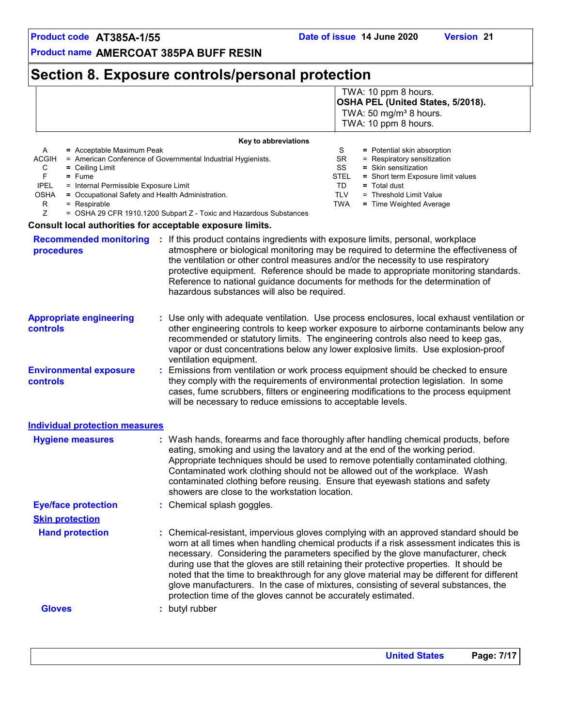## Section 8. Exposure controls/personal protection

| | |
|---|---|
| | TWA: 10 ppm 8 hours.<br>**OSHA PEL (United States, 5/2018).**<br>TWA: 50 mg/m³ 8 hours.<br>TWA: 10 ppm 8 hours. |

**Key to abbreviations**

| | | | |
|---|---|---|---|
| A | = Acceptable Maximum Peak | S | = Potential skin absorption |
| ACGIH | = American Conference of Governmental Industrial Hygienists. | SR | = Respiratory sensitization |
| C | = Ceiling Limit | SS | = Skin sensitization |
| F | = Fume | STEL | = Short term Exposure limit values |
| IPEL | = Internal Permissible Exposure Limit | TD | = Total dust |
| OSHA | = Occupational Safety and Health Administration. | TLV | = Threshold Limit Value |
| R | = Respirable | TWA | = Time Weighted Average |
| Z | = OSHA 29 CFR 1910.1200 Subpart Z - Toxic and Hazardous Substances | | |

**Consult local authorities for acceptable exposure limits.**

**Recommended monitoring procedures** : If this product contains ingredients with exposure limits, personal, workplace atmosphere or biological monitoring may be required to determine the effectiveness of the ventilation or other control measures and/or the necessity to use respiratory protective equipment. Reference should be made to appropriate monitoring standards. Reference to national guidance documents for methods for the determination of hazardous substances will also be required.

**Appropriate engineering controls** : Use only with adequate ventilation. Use process enclosures, local exhaust ventilation or other engineering controls to keep worker exposure to airborne contaminants below any recommended or statutory limits. The engineering controls also need to keep gas, vapor or dust concentrations below any lower explosive limits. Use explosion-proof ventilation equipment.

**Environmental exposure controls** : Emissions from ventilation or work process equipment should be checked to ensure they comply with the requirements of environmental protection legislation. In some cases, fume scrubbers, filters or engineering modifications to the process equipment will be necessary to reduce emissions to acceptable levels.

### Individual protection measures

**Hygiene measures** : Wash hands, forearms and face thoroughly after handling chemical products, before eating, smoking and using the lavatory and at the end of the working period. Appropriate techniques should be used to remove potentially contaminated clothing. Contaminated work clothing should not be allowed out of the workplace. Wash contaminated clothing before reusing. Ensure that eyewash stations and safety showers are close to the workstation location.

**Eye/face protection** : Chemical splash goggles.

**Skin protection**

**Hand protection** : Chemical-resistant, impervious gloves complying with an approved standard should be worn at all times when handling chemical products if a risk assessment indicates this is necessary. Considering the parameters specified by the glove manufacturer, check during use that the gloves are still retaining their protective properties. It should be noted that the time to breakthrough for any glove material may be different for different glove manufacturers. In the case of mixtures, consisting of several substances, the protection time of the gloves cannot be accurately estimated.

**Gloves** : butyl rubber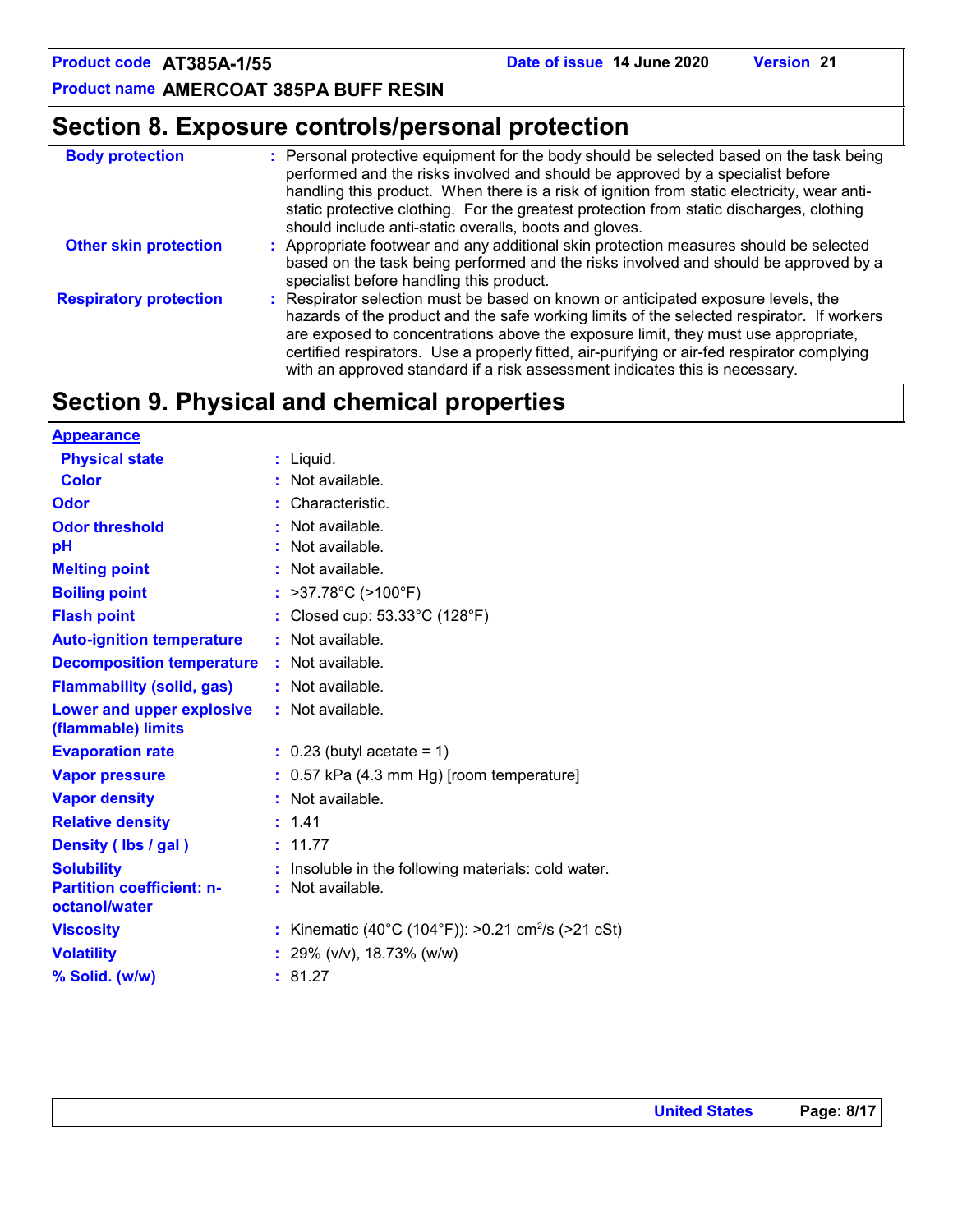## Section 8. Exposure controls/personal protection

| | |
|---|---|
| **Body protection** | : Personal protective equipment for the body should be selected based on the task being performed and the risks involved and should be approved by a specialist before handling this product. When there is a risk of ignition from static electricity, wear anti-static protective clothing. For the greatest protection from static discharges, clothing should include anti-static overalls, boots and gloves. |
| **Other skin protection** | : Appropriate footwear and any additional skin protection measures should be selected based on the task being performed and the risks involved and should be approved by a specialist before handling this product. |
| **Respiratory protection** | : Respirator selection must be based on known or anticipated exposure levels, the hazards of the product and the safe working limits of the selected respirator. If workers are exposed to concentrations above the exposure limit, they must use appropriate, certified respirators. Use a properly fitted, air-purifying or air-fed respirator complying with an approved standard if a risk assessment indicates this is necessary. |

## Section 9. Physical and chemical properties

**Appearance**

| | |
|---|---|
| **Physical state** | : Liquid. |
| **Color** | : Not available. |
| **Odor** | : Characteristic. |
| **Odor threshold** | : Not available. |
| **pH** | : Not available. |
| **Melting point** | : Not available. |
| **Boiling point** | : >37.78°C (>100°F) |
| **Flash point** | : Closed cup: 53.33°C (128°F) |
| **Auto-ignition temperature** | : Not available. |
| **Decomposition temperature** | : Not available. |
| **Flammability (solid, gas)** | : Not available. |
| **Lower and upper explosive (flammable) limits** | : Not available. |
| **Evaporation rate** | : 0.23 (butyl acetate = 1) |
| **Vapor pressure** | : 0.57 kPa (4.3 mm Hg) [room temperature] |
| **Vapor density** | : Not available. |
| **Relative density** | : 1.41 |
| **Density ( lbs / gal )** | : 11.77 |
| **Solubility** | : Insoluble in the following materials: cold water. |
| **Partition coefficient: n-octanol/water** | : Not available. |
| **Viscosity** | : Kinematic (40°C (104°F)): >0.21 $cm^2/s$ (>21 cSt) |
| **Volatility** | : 29% (v/v), 18.73% (w/w) |
| **% Solid. (w/w)** | : 81.27 |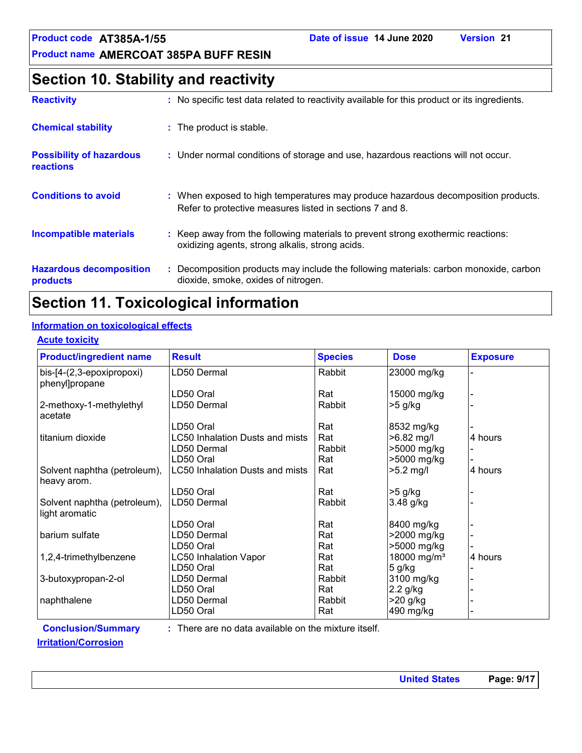## Section 10. Stability and reactivity

**Reactivity** : No specific test data related to reactivity available for this product or its ingredients.

**Chemical stability** : The product is stable.

**Possibility of hazardous reactions** : Under normal conditions of storage and use, hazardous reactions will not occur.

**Conditions to avoid** : When exposed to high temperatures may produce hazardous decomposition products. Refer to protective measures listed in sections 7 and 8.

**Incompatible materials** : Keep away from the following materials to prevent strong exothermic reactions: oxidizing agents, strong alkalis, strong acids.

**Hazardous decomposition products** : Decomposition products may include the following materials: carbon monoxide, carbon dioxide, smoke, oxides of nitrogen.

## Section 11. Toxicological information

### Information on toxicological effects

#### Acute toxicity

| Product/ingredient name | Result | Species | Dose | Exposure |
|---|---|---|---|---|
| bis-[4-(2,3-epoxipropoxi) phenyl]propane | LD50 Dermal | Rabbit | 23000 mg/kg | - |
| | LD50 Oral | Rat | 15000 mg/kg | - |
| 2-methoxy-1-methylethyl acetate | LD50 Dermal | Rabbit | >5 g/kg | - |
| | LD50 Oral | Rat | 8532 mg/kg | - |
| titanium dioxide | LC50 Inhalation Dusts and mists | Rat | >6.82 mg/l | 4 hours |
| | LD50 Dermal | Rabbit | >5000 mg/kg | - |
| | LD50 Oral | Rat | >5000 mg/kg | - |
| Solvent naphtha (petroleum), heavy arom. | LC50 Inhalation Dusts and mists | Rat | >5.2 mg/l | 4 hours |
| | LD50 Oral | Rat | >5 g/kg | - |
| Solvent naphtha (petroleum), light aromatic | LD50 Dermal | Rabbit | 3.48 g/kg | - |
| | LD50 Oral | Rat | 8400 mg/kg | - |
| barium sulfate | LD50 Dermal | Rat | >2000 mg/kg | - |
| | LD50 Oral | Rat | >5000 mg/kg | - |
| 1,2,4-trimethylbenzene | LC50 Inhalation Vapor | Rat | 18000 mg/m³ | 4 hours |
| | LD50 Oral | Rat | 5 g/kg | - |
| 3-butoxypropan-2-ol | LD50 Dermal | Rabbit | 3100 mg/kg | - |
| | LD50 Oral | Rat | 2.2 g/kg | - |
| naphthalene | LD50 Dermal | Rabbit | >20 g/kg | - |
| | LD50 Oral | Rat | 490 mg/kg | - |

**Conclusion/Summary** : There are no data available on the mixture itself.

#### Irritation/Corrosion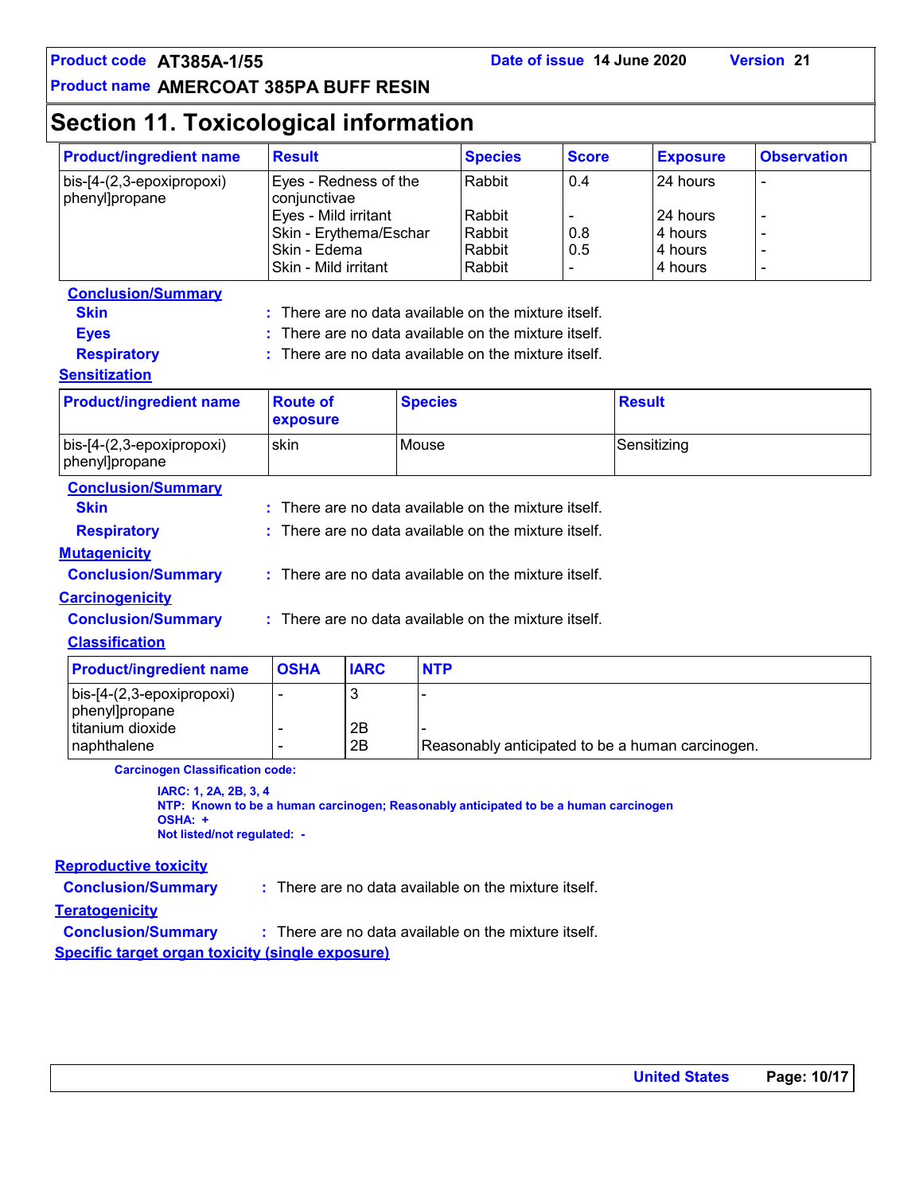# Section 11. Toxicological information

| Product/ingredient name | Result | Species | Score | Exposure | Observation |
|---|---|---|---|---|---|
| bis-[4-(2,3-epoxipropoxi) phenyl]propane | Eyes - Redness of the conjunctivae | Rabbit | 0.4 | 24 hours | - |
| | Eyes - Mild irritant | Rabbit | - | 24 hours | - |
| | Skin - Erythema/Eschar | Rabbit | 0.8 | 4 hours | - |
| | Skin - Edema | Rabbit | 0.5 | 4 hours | - |
| | Skin - Mild irritant | Rabbit | - | 4 hours | - |

**Conclusion/Summary**

**Skin** : There are no data available on the mixture itself.

**Eyes** : There are no data available on the mixture itself.

**Respiratory** : There are no data available on the mixture itself.

**Sensitization**

| Product/ingredient name | Route of exposure | Species | Result |
|---|---|---|---|
| bis-[4-(2,3-epoxipropoxi) phenyl]propane | skin | Mouse | Sensitizing |

**Conclusion/Summary**

**Skin** : There are no data available on the mixture itself.

**Respiratory** : There are no data available on the mixture itself.

**Mutagenicity**

**Conclusion/Summary** : There are no data available on the mixture itself.

**Carcinogenicity**

**Conclusion/Summary** : There are no data available on the mixture itself.

**Classification**

| Product/ingredient name | OSHA | IARC | NTP |
|---|---|---|---|
| bis-[4-(2,3-epoxipropoxi) phenyl]propane | - | 3 | - |
| titanium dioxide | - | 2B | - |
| naphthalene | - | 2B | Reasonably anticipated to be a human carcinogen. |

**Carcinogen Classification code:**

**IARC: 1, 2A, 2B, 3, 4**
**NTP: Known to be a human carcinogen; Reasonably anticipated to be a human carcinogen**
**OSHA: +**
**Not listed/not regulated: -**

**Reproductive toxicity**

**Conclusion/Summary** : There are no data available on the mixture itself.

**Teratogenicity**

**Conclusion/Summary** : There are no data available on the mixture itself.

**Specific target organ toxicity (single exposure)**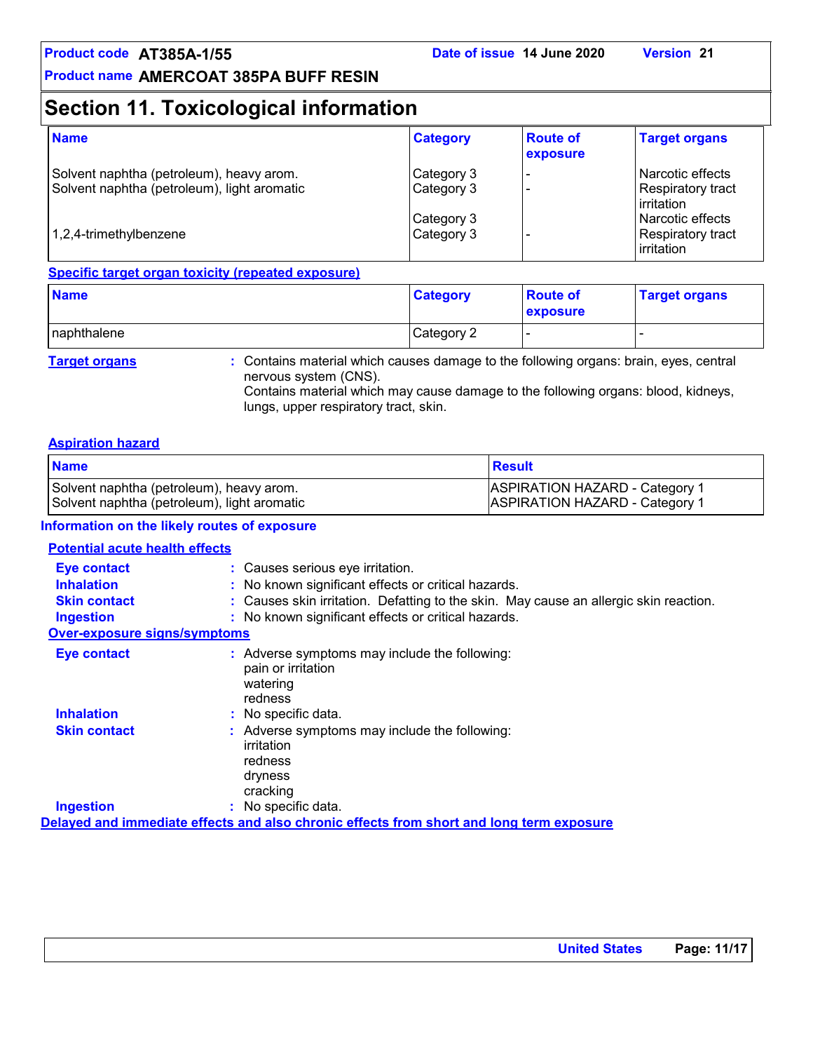# Section 11. Toxicological information

| Name | Category | Route of exposure | Target organs |
| --- | --- | --- | --- |
| Solvent naphtha (petroleum), heavy arom. | Category 3 | - | Narcotic effects |
| Solvent naphtha (petroleum), light aromatic | Category 3 | - | Respiratory tract irritation |
| | Category 3 | | Narcotic effects |
| 1,2,4-trimethylbenzene | Category 3 | - | Respiratory tract irritation |

**Specific target organ toxicity (repeated exposure)**

| Name | Category | Route of exposure | Target organs |
| --- | --- | --- | --- |
| naphthalene | Category 2 | - | - |

**Target organs** : Contains material which causes damage to the following organs: brain, eyes, central nervous system (CNS).
Contains material which may cause damage to the following organs: blood, kidneys, lungs, upper respiratory tract, skin.

**Aspiration hazard**

| Name | Result |
| --- | --- |
| Solvent naphtha (petroleum), heavy arom. | ASPIRATION HAZARD - Category 1 |
| Solvent naphtha (petroleum), light aromatic | ASPIRATION HAZARD - Category 1 |

## Information on the likely routes of exposure

**Potential acute health effects**

- **Eye contact** : Causes serious eye irritation.
- **Inhalation** : No known significant effects or critical hazards.
- **Skin contact** : Causes skin irritation. Defatting to the skin. May cause an allergic skin reaction.
- **Ingestion** : No known significant effects or critical hazards.

**Over-exposure signs/symptoms**

- **Eye contact** : Adverse symptoms may include the following:
  pain or irritation
  watering
  redness
- **Inhalation** : No specific data.
- **Skin contact** : Adverse symptoms may include the following:
  irritation
  redness
  dryness
  cracking
- **Ingestion** : No specific data.

**Delayed and immediate effects and also chronic effects from short and long term exposure**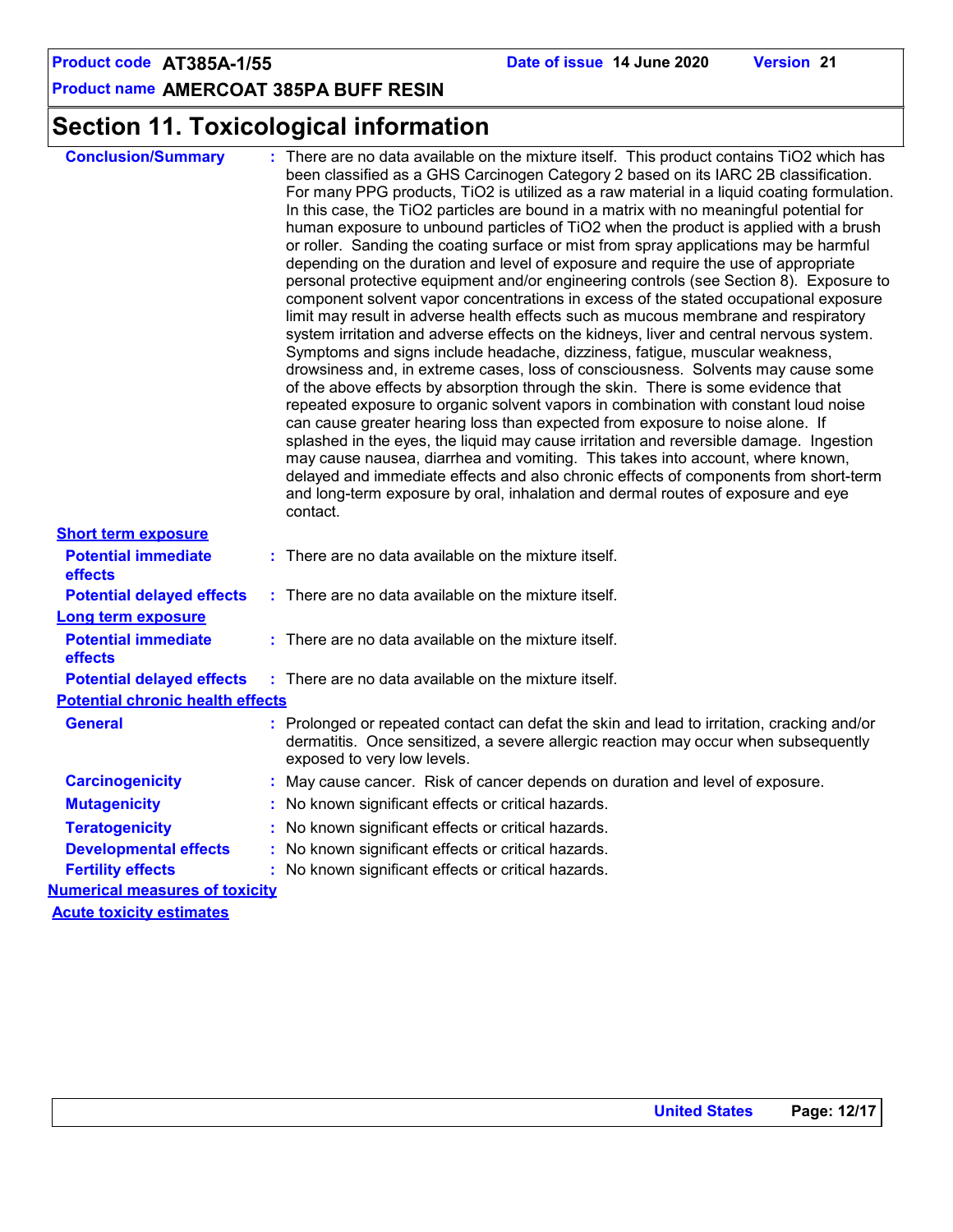## Section 11. Toxicological information

**Conclusion/Summary** : There are no data available on the mixture itself. This product contains $TiO_2$ which has been classified as a GHS Carcinogen Category 2 based on its IARC 2B classification. For many PPG products, $TiO_2$ is utilized as a raw material in a liquid coating formulation. In this case, the $TiO_2$ particles are bound in a matrix with no meaningful potential for human exposure to unbound particles of $TiO_2$ when the product is applied with a brush or roller. Sanding the coating surface or mist from spray applications may be harmful depending on the duration and level of exposure and require the use of appropriate personal protective equipment and/or engineering controls (see Section 8). Exposure to component solvent vapor concentrations in excess of the stated occupational exposure limit may result in adverse health effects such as mucous membrane and respiratory system irritation and adverse effects on the kidneys, liver and central nervous system. Symptoms and signs include headache, dizziness, fatigue, muscular weakness, drowsiness and, in extreme cases, loss of consciousness. Solvents may cause some of the above effects by absorption through the skin. There is some evidence that repeated exposure to organic solvent vapors in combination with constant loud noise can cause greater hearing loss than expected from exposure to noise alone. If splashed in the eyes, the liquid may cause irritation and reversible damage. Ingestion may cause nausea, diarrhea and vomiting. This takes into account, where known, delayed and immediate effects and also chronic effects of components from short-term and long-term exposure by oral, inhalation and dermal routes of exposure and eye contact.

**Short term exposure**

**Potential immediate effects** : There are no data available on the mixture itself.

**Potential delayed effects** : There are no data available on the mixture itself.

**Long term exposure**

**Potential immediate effects** : There are no data available on the mixture itself.

**Potential delayed effects** : There are no data available on the mixture itself.

**Potential chronic health effects**

**General** : Prolonged or repeated contact can defat the skin and lead to irritation, cracking and/or dermatitis. Once sensitized, a severe allergic reaction may occur when subsequently exposed to very low levels.

**Carcinogenicity** : May cause cancer. Risk of cancer depends on duration and level of exposure.

**Mutagenicity** : No known significant effects or critical hazards.

**Teratogenicity** : No known significant effects or critical hazards.

**Developmental effects** : No known significant effects or critical hazards.

**Fertility effects** : No known significant effects or critical hazards.

**Numerical measures of toxicity**

**Acute toxicity estimates**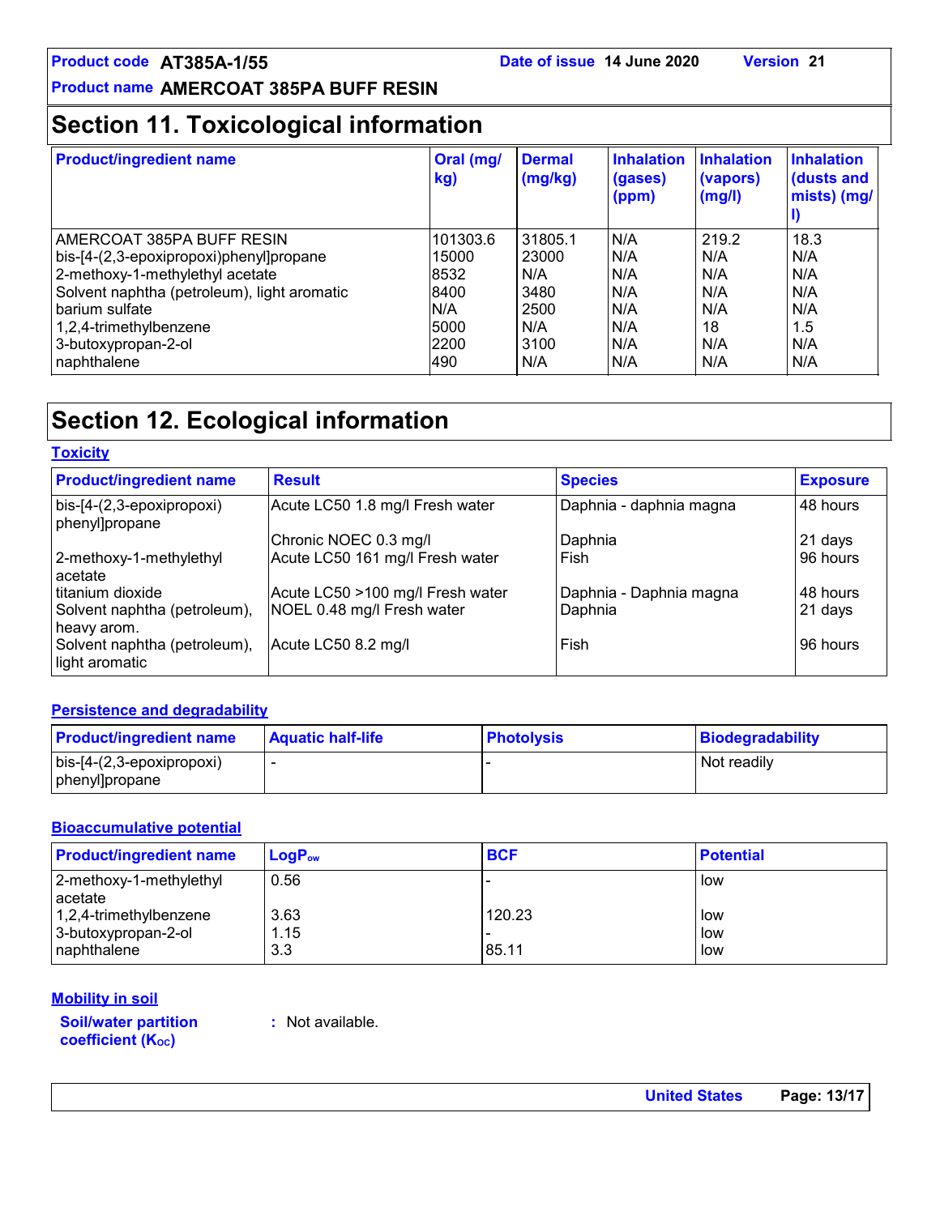# Section 11. Toxicological information

| Product/ingredient name | Oral (mg/kg) | Dermal (mg/kg) | Inhalation (gases) (ppm) | Inhalation (vapors) (mg/l) | Inhalation (dusts and mists) (mg/l) |
|---|---|---|---|---|---|
| AMERCOAT 385PA BUFF RESIN | 101303.6 | 31805.1 | N/A | 219.2 | 18.3 |
| bis-[4-(2,3-epoxipropoxi)phenyl]propane | 15000 | 23000 | N/A | N/A | N/A |
| 2-methoxy-1-methylethyl acetate | 8532 | N/A | N/A | N/A | N/A |
| Solvent naphtha (petroleum), light aromatic | 8400 | 3480 | N/A | N/A | N/A |
| barium sulfate | N/A | 2500 | N/A | N/A | N/A |
| 1,2,4-trimethylbenzene | 5000 | N/A | N/A | 18 | 1.5 |
| 3-butoxypropan-2-ol | 2200 | 3100 | N/A | N/A | N/A |
| naphthalene | 490 | N/A | N/A | N/A | N/A |

# Section 12. Ecological information

## Toxicity

| Product/ingredient name | Result | Species | Exposure |
|---|---|---|---|
| bis-[4-(2,3-epoxipropoxi) phenyl]propane | Acute LC50 1.8 mg/l Fresh water | Daphnia - daphnia magna | 48 hours |
| | Chronic NOEC 0.3 mg/l | Daphnia | 21 days |
| 2-methoxy-1-methylethyl acetate | Acute LC50 161 mg/l Fresh water | Fish | 96 hours |
| titanium dioxide | Acute LC50 >100 mg/l Fresh water | Daphnia - Daphnia magna | 48 hours |
| Solvent naphtha (petroleum), heavy arom. | NOEL 0.48 mg/l Fresh water | Daphnia | 21 days |
| Solvent naphtha (petroleum), light aromatic | Acute LC50 8.2 mg/l | Fish | 96 hours |

## Persistence and degradability

| Product/ingredient name | Aquatic half-life | Photolysis | Biodegradability |
|---|---|---|---|
| bis-[4-(2,3-epoxipropoxi) phenyl]propane | - | - | Not readily |

## Bioaccumulative potential

| Product/ingredient name | $LogP_{ow}$ | BCF | Potential |
|---|---|---|---|
| 2-methoxy-1-methylethyl acetate | 0.56 | - | low |
| 1,2,4-trimethylbenzene | 3.63 | 120.23 | low |
| 3-butoxypropan-2-ol | 1.15 | - | low |
| naphthalene | 3.3 | 85.11 | low |

## Mobility in soil

**Soil/water partition coefficient ($K_{OC}$)** : Not available.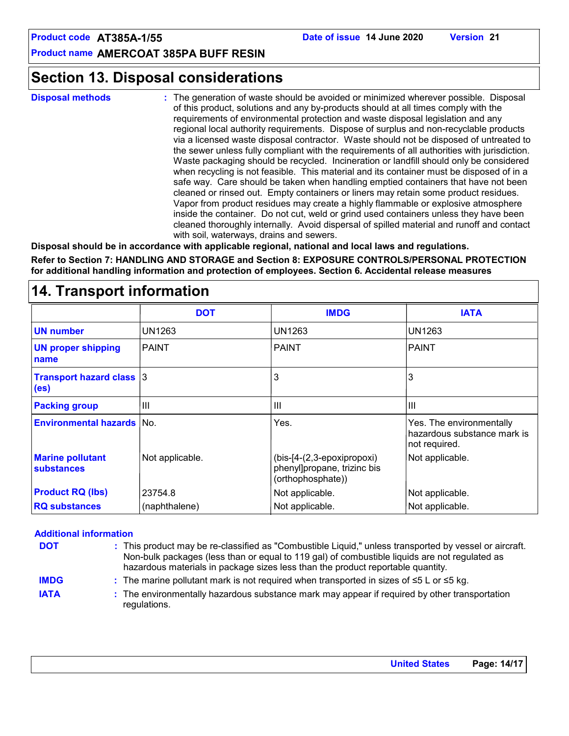## Section 13. Disposal considerations

**Disposal methods** : The generation of waste should be avoided or minimized wherever possible. Disposal of this product, solutions and any by-products should at all times comply with the requirements of environmental protection and waste disposal legislation and any regional local authority requirements. Dispose of surplus and non-recyclable products via a licensed waste disposal contractor. Waste should not be disposed of untreated to the sewer unless fully compliant with the requirements of all authorities with jurisdiction. Waste packaging should be recycled. Incineration or landfill should only be considered when recycling is not feasible. This material and its container must be disposed of in a safe way. Care should be taken when handling emptied containers that have not been cleaned or rinsed out. Empty containers or liners may retain some product residues. Vapor from product residues may create a highly flammable or explosive atmosphere inside the container. Do not cut, weld or grind used containers unless they have been cleaned thoroughly internally. Avoid dispersal of spilled material and runoff and contact with soil, waterways, drains and sewers.

**Disposal should be in accordance with applicable regional, national and local laws and regulations.**

**Refer to Section 7: HANDLING AND STORAGE and Section 8: EXPOSURE CONTROLS/PERSONAL PROTECTION for additional handling information and protection of employees. Section 6. Accidental release measures**

## 14. Transport information

| | DOT | IMDG | IATA |
|---|---|---|---|
| **UN number** | UN1263 | UN1263 | UN1263 |
| **UN proper shipping name** | PAINT | PAINT | PAINT |
| **Transport hazard class (es)** | 3 | 3 | 3 |
| **Packing group** | III | III | III |
| **Environmental hazards** | No. | Yes. | Yes. The environmentally hazardous substance mark is not required. |
| **Marine pollutant substances** | Not applicable. | (bis-[4-(2,3-epoxipropoxi) phenyl]propane, trizinc bis (orthophosphate)) | Not applicable. |
| **Product RQ (lbs)** | 23754.8 | Not applicable. | Not applicable. |
| **RQ substances** | (naphthalene) | Not applicable. | Not applicable. |

**Additional information**

**DOT** : This product may be re-classified as "Combustible Liquid," unless transported by vessel or aircraft. Non-bulk packages (less than or equal to 119 gal) of combustible liquids are not regulated as hazardous materials in package sizes less than the product reportable quantity.

**IMDG** : The marine pollutant mark is not required when transported in sizes of ≤5 L or ≤5 kg.

**IATA** : The environmentally hazardous substance mark may appear if required by other transportation regulations.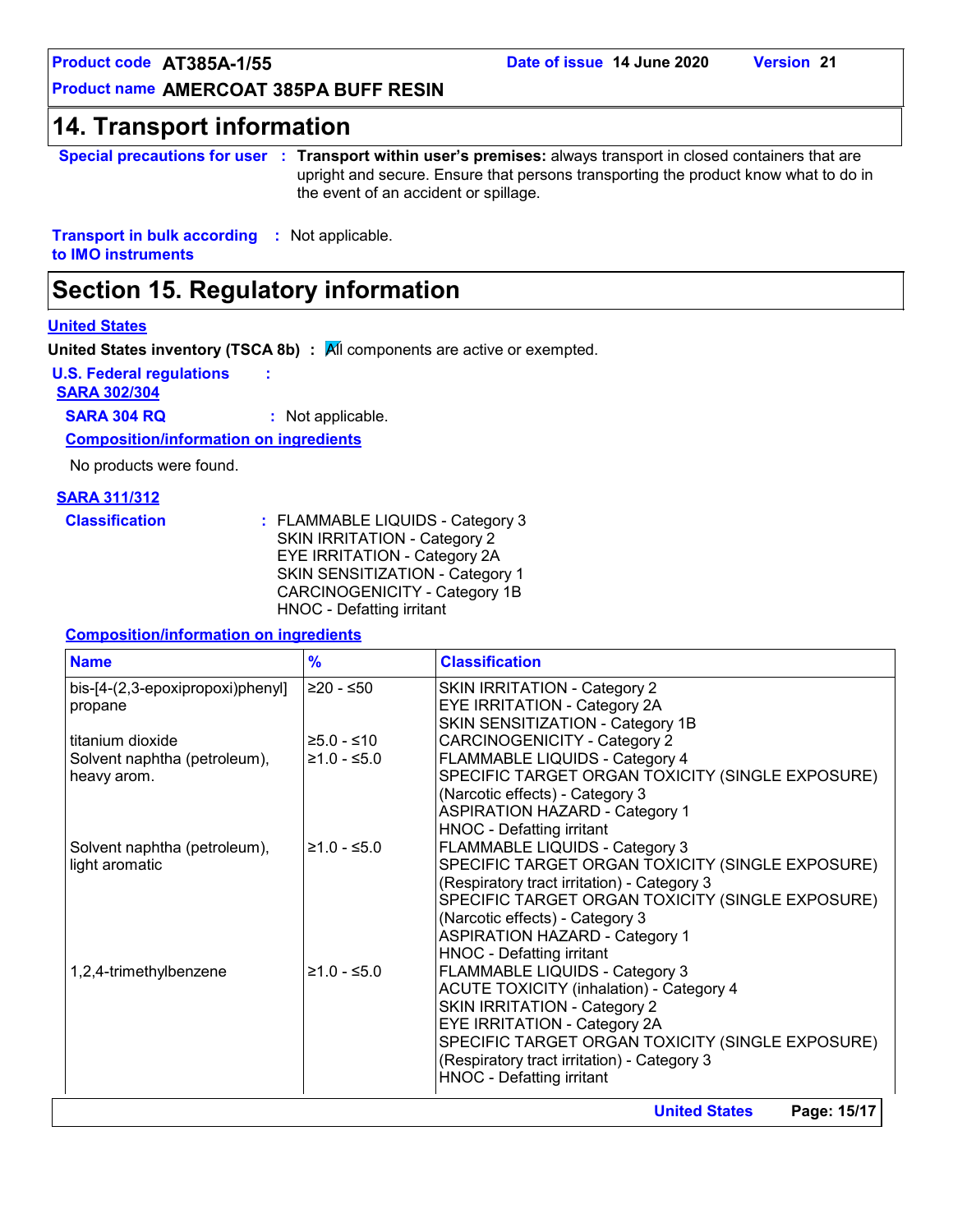## 14. Transport information

**Special precautions for user** : **Transport within user's premises:** always transport in closed containers that are upright and secure. Ensure that persons transporting the product know what to do in the event of an accident or spillage.

**Transport in bulk according to IMO instruments** : Not applicable.

## Section 15. Regulatory information

**United States**

**United States inventory (TSCA 8b)** : All components are active or exempted.

**U.S. Federal regulations** :

**SARA 302/304**

**SARA 304 RQ** : Not applicable.

**Composition/information on ingredients**

No products were found.

**SARA 311/312**

**Classification** : FLAMMABLE LIQUIDS - Category 3
SKIN IRRITATION - Category 2
EYE IRRITATION - Category 2A
SKIN SENSITIZATION - Category 1
CARCINOGENICITY - Category 1B
HNOC - Defatting irritant

**Composition/information on ingredients**

| Name | % | Classification |
|---|---|---|
| bis-[4-(2,3-epoxipropoxi)phenyl] propane | ≥20 - ≤50 | SKIN IRRITATION - Category 2<br>EYE IRRITATION - Category 2A<br>SKIN SENSITIZATION - Category 1B |
| titanium dioxide | ≥5.0 - ≤10 | CARCINOGENICITY - Category 2 |
| Solvent naphtha (petroleum), heavy arom. | ≥1.0 - ≤5.0 | FLAMMABLE LIQUIDS - Category 4<br>SPECIFIC TARGET ORGAN TOXICITY (SINGLE EXPOSURE) (Narcotic effects) - Category 3<br>ASPIRATION HAZARD - Category 1<br>HNOC - Defatting irritant |
| Solvent naphtha (petroleum), light aromatic | ≥1.0 - ≤5.0 | FLAMMABLE LIQUIDS - Category 3<br>SPECIFIC TARGET ORGAN TOXICITY (SINGLE EXPOSURE) (Respiratory tract irritation) - Category 3<br>SPECIFIC TARGET ORGAN TOXICITY (SINGLE EXPOSURE) (Narcotic effects) - Category 3<br>ASPIRATION HAZARD - Category 1<br>HNOC - Defatting irritant |
| 1,2,4-trimethylbenzene | ≥1.0 - ≤5.0 | FLAMMABLE LIQUIDS - Category 3<br>ACUTE TOXICITY (inhalation) - Category 4<br>SKIN IRRITATION - Category 2<br>EYE IRRITATION - Category 2A<br>SPECIFIC TARGET ORGAN TOXICITY (SINGLE EXPOSURE) (Respiratory tract irritation) - Category 3<br>HNOC - Defatting irritant |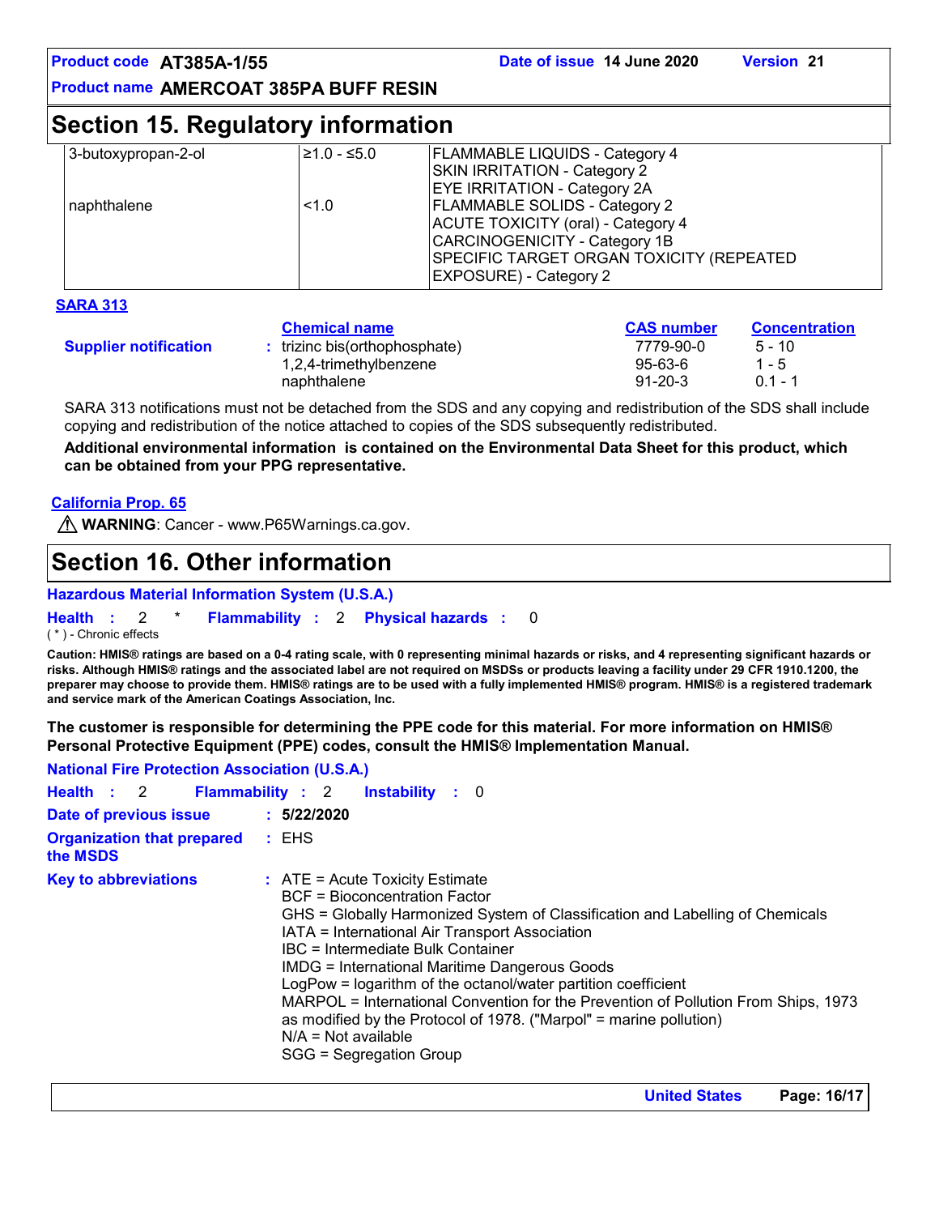## Section 15. Regulatory information

| | | |
|---|---|---|
| 3-butoxypropan-2-ol | ≥1.0 - ≤5.0 | FLAMMABLE LIQUIDS - Category 4<br>SKIN IRRITATION - Category 2<br>EYE IRRITATION - Category 2A |
| naphthalene | <1.0 | FLAMMABLE SOLIDS - Category 2<br>ACUTE TOXICITY (oral) - Category 4<br>CARCINOGENICITY - Category 1B<br>SPECIFIC TARGET ORGAN TOXICITY (REPEATED EXPOSURE) - Category 2 |

**SARA 313**

| | Chemical name | CAS number | Concentration |
|---|---|---|---|
| **Supplier notification** | : trizinc bis(orthophosphate) | 7779-90-0 | 5 - 10 |
| | 1,2,4-trimethylbenzene | 95-63-6 | 1 - 5 |
| | naphthalene | 91-20-3 | 0.1 - 1 |

SARA 313 notifications must not be detached from the SDS and any copying and redistribution of the SDS shall include copying and redistribution of the notice attached to copies of the SDS subsequently redistributed.

**Additional environmental information is contained on the Environmental Data Sheet for this product, which can be obtained from your PPG representative.**

**California Prop. 65**

⚠ **WARNING**: Cancer - www.P65Warnings.ca.gov.

## Section 16. Other information

**Hazardous Material Information System (U.S.A.)**

**Health** : 2 * **Flammability** : 2 **Physical hazards** : 0

( * ) - Chronic effects

**Caution: HMIS® ratings are based on a 0-4 rating scale, with 0 representing minimal hazards or risks, and 4 representing significant hazards or risks. Although HMIS® ratings and the associated label are not required on MSDSs or products leaving a facility under 29 CFR 1910.1200, the preparer may choose to provide them. HMIS® ratings are to be used with a fully implemented HMIS® program. HMIS® is a registered trademark and service mark of the American Coatings Association, Inc.**

**The customer is responsible for determining the PPE code for this material. For more information on HMIS® Personal Protective Equipment (PPE) codes, consult the HMIS® Implementation Manual.**

**National Fire Protection Association (U.S.A.)**

**Health** : 2 **Flammability** : 2 **Instability** : 0

**Date of previous issue** : **5/22/2020**

**Organization that prepared the MSDS** : EHS

**Key to abbreviations** : ATE = Acute Toxicity Estimate
BCF = Bioconcentration Factor
GHS = Globally Harmonized System of Classification and Labelling of Chemicals
IATA = International Air Transport Association
IBC = Intermediate Bulk Container
IMDG = International Maritime Dangerous Goods
LogPow = logarithm of the octanol/water partition coefficient
MARPOL = International Convention for the Prevention of Pollution From Ships, 1973 as modified by the Protocol of 1978. ("Marpol" = marine pollution)
N/A = Not available
SGG = Segregation Group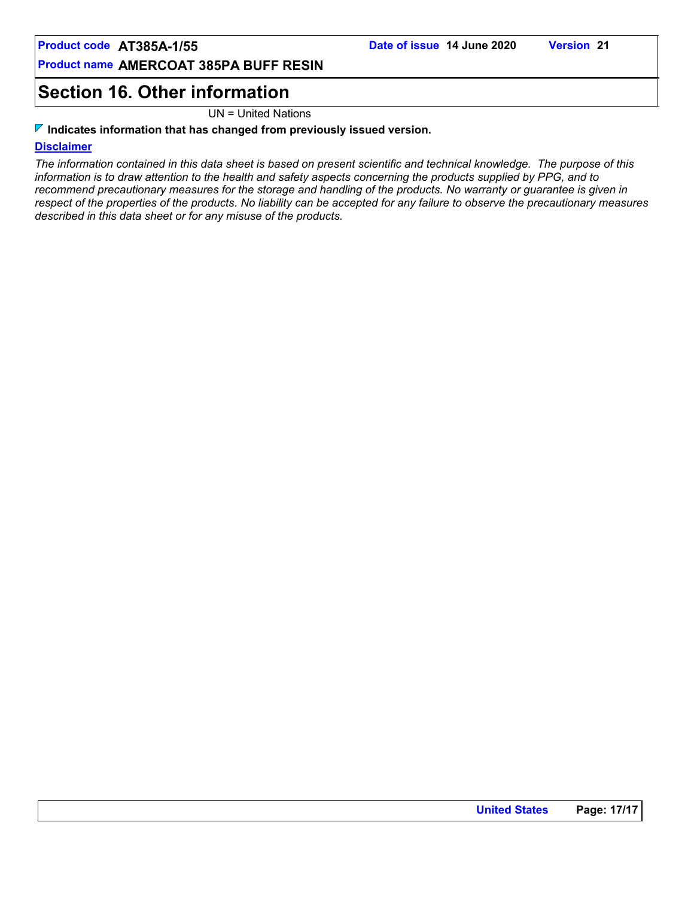## Section 16. Other information

UN = United Nations

**Indicates information that has changed from previously issued version.**

**Disclaimer**

*The information contained in this data sheet is based on present scientific and technical knowledge. The purpose of this information is to draw attention to the health and safety aspects concerning the products supplied by PPG, and to recommend precautionary measures for the storage and handling of the products. No warranty or guarantee is given in respect of the properties of the products. No liability can be accepted for any failure to observe the precautionary measures described in this data sheet or for any misuse of the products.*